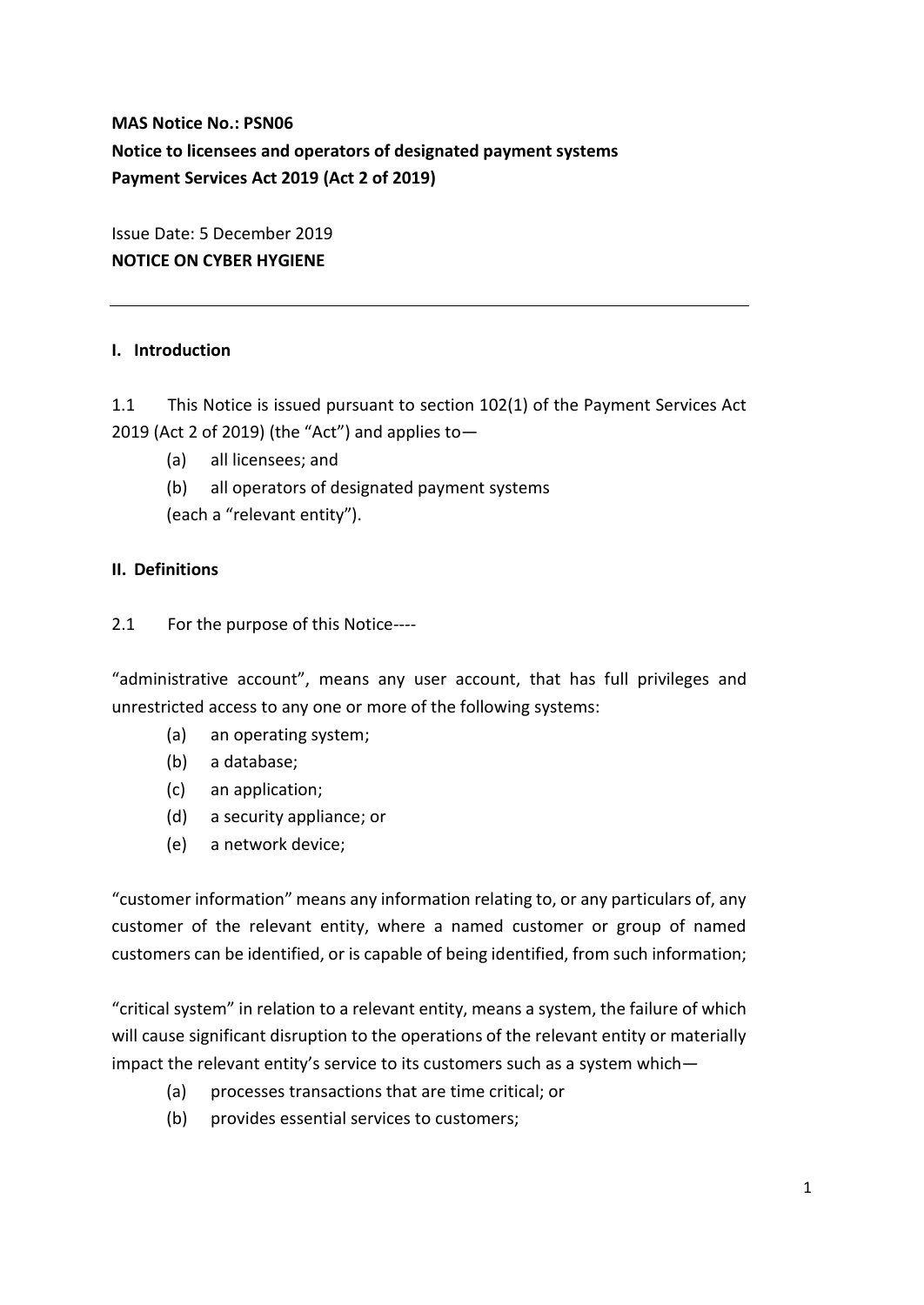**MAS Notice No.: PSN06**
**Notice to licensees and operators of designated payment systems**
**Payment Services Act 2019 (Act 2 of 2019)**

Issue Date: 5 December 2019
**NOTICE ON CYBER HYGIENE**

---

## I. Introduction

1.1 This Notice is issued pursuant to section 102(1) of the Payment Services Act 2019 (Act 2 of 2019) (the "Act") and applies to—

(a) all licensees; and

(b) all operators of designated payment systems

(each a "relevant entity").

## II. Definitions

2.1 For the purpose of this Notice----

"administrative account", means any user account, that has full privileges and unrestricted access to any one or more of the following systems:

(a) an operating system;

(b) a database;

(c) an application;

(d) a security appliance; or

(e) a network device;

"customer information" means any information relating to, or any particulars of, any customer of the relevant entity, where a named customer or group of named customers can be identified, or is capable of being identified, from such information;

"critical system" in relation to a relevant entity, means a system, the failure of which will cause significant disruption to the operations of the relevant entity or materially impact the relevant entity's service to its customers such as a system which—

(a) processes transactions that are time critical; or

(b) provides essential services to customers;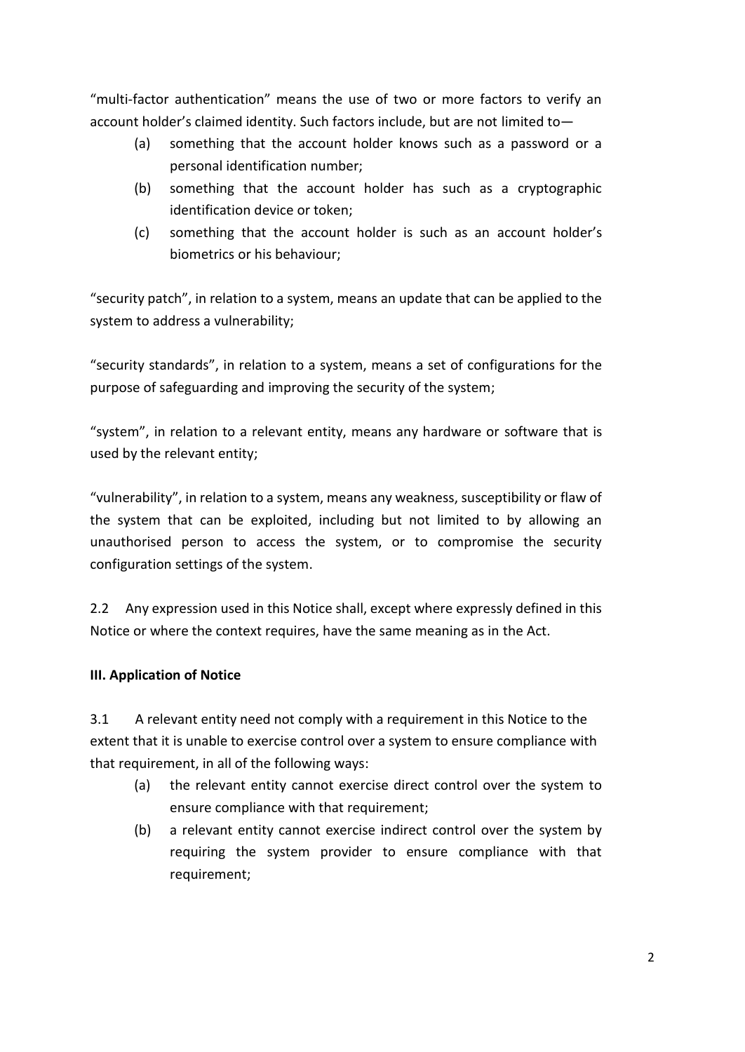"multi-factor authentication" means the use of two or more factors to verify an account holder's claimed identity. Such factors include, but are not limited to—

(a) something that the account holder knows such as a password or a personal identification number;

(b) something that the account holder has such as a cryptographic identification device or token;

(c) something that the account holder is such as an account holder's biometrics or his behaviour;

"security patch", in relation to a system, means an update that can be applied to the system to address a vulnerability;

"security standards", in relation to a system, means a set of configurations for the purpose of safeguarding and improving the security of the system;

"system", in relation to a relevant entity, means any hardware or software that is used by the relevant entity;

"vulnerability", in relation to a system, means any weakness, susceptibility or flaw of the system that can be exploited, including but not limited to by allowing an unauthorised person to access the system, or to compromise the security configuration settings of the system.

2.2 Any expression used in this Notice shall, except where expressly defined in this Notice or where the context requires, have the same meaning as in the Act.

**III. Application of Notice**

3.1 A relevant entity need not comply with a requirement in this Notice to the extent that it is unable to exercise control over a system to ensure compliance with that requirement, in all of the following ways:

(a) the relevant entity cannot exercise direct control over the system to ensure compliance with that requirement;

(b) a relevant entity cannot exercise indirect control over the system by requiring the system provider to ensure compliance with that requirement;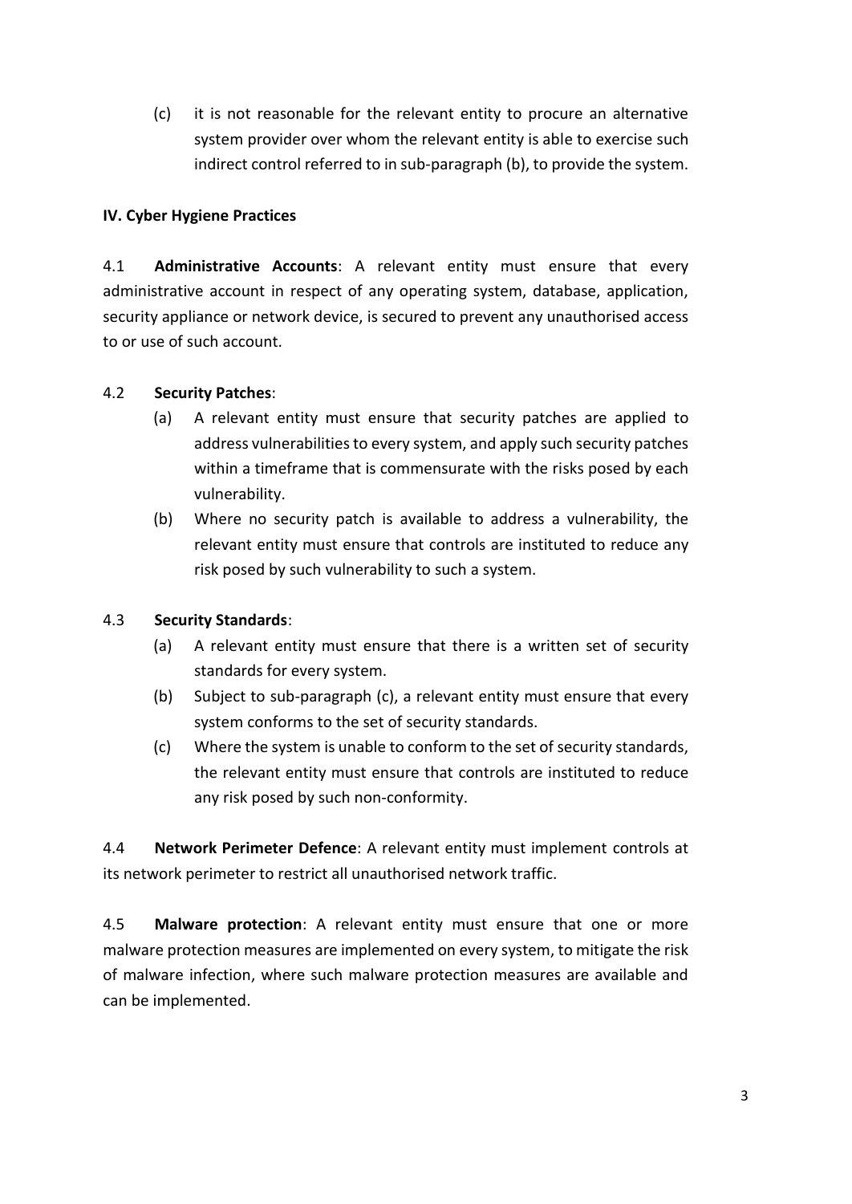(c) it is not reasonable for the relevant entity to procure an alternative system provider over whom the relevant entity is able to exercise such indirect control referred to in sub-paragraph (b), to provide the system.

**IV. Cyber Hygiene Practices**

4.1 **Administrative Accounts**: A relevant entity must ensure that every administrative account in respect of any operating system, database, application, security appliance or network device, is secured to prevent any unauthorised access to or use of such account.

4.2 **Security Patches**:

(a) A relevant entity must ensure that security patches are applied to address vulnerabilities to every system, and apply such security patches within a timeframe that is commensurate with the risks posed by each vulnerability.

(b) Where no security patch is available to address a vulnerability, the relevant entity must ensure that controls are instituted to reduce any risk posed by such vulnerability to such a system.

4.3 **Security Standards**:

(a) A relevant entity must ensure that there is a written set of security standards for every system.

(b) Subject to sub-paragraph (c), a relevant entity must ensure that every system conforms to the set of security standards.

(c) Where the system is unable to conform to the set of security standards, the relevant entity must ensure that controls are instituted to reduce any risk posed by such non-conformity.

4.4 **Network Perimeter Defence**: A relevant entity must implement controls at its network perimeter to restrict all unauthorised network traffic.

4.5 **Malware protection**: A relevant entity must ensure that one or more malware protection measures are implemented on every system, to mitigate the risk of malware infection, where such malware protection measures are available and can be implemented.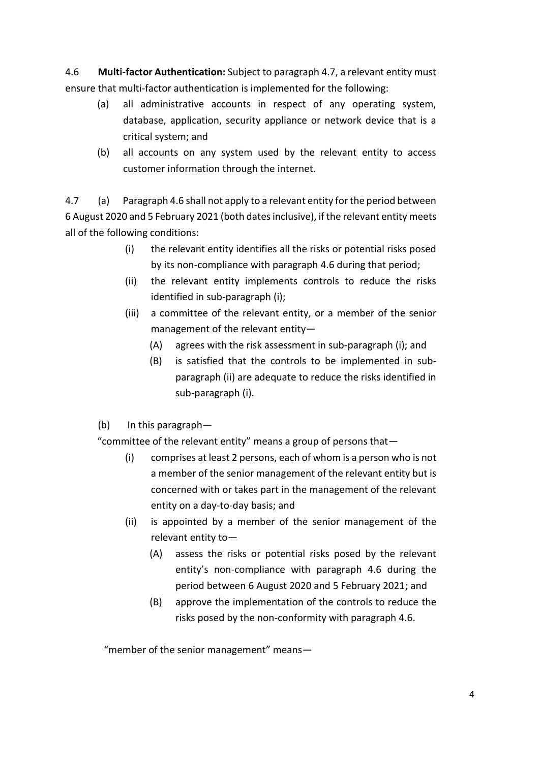4.6 **Multi-factor Authentication:** Subject to paragraph 4.7, a relevant entity must ensure that multi-factor authentication is implemented for the following:

(a) all administrative accounts in respect of any operating system, database, application, security appliance or network device that is a critical system; and

(b) all accounts on any system used by the relevant entity to access customer information through the internet.

4.7 (a) Paragraph 4.6 shall not apply to a relevant entity for the period between 6 August 2020 and 5 February 2021 (both dates inclusive), if the relevant entity meets all of the following conditions:

(i) the relevant entity identifies all the risks or potential risks posed by its non-compliance with paragraph 4.6 during that period;

(ii) the relevant entity implements controls to reduce the risks identified in sub-paragraph (i);

(iii) a committee of the relevant entity, or a member of the senior management of the relevant entity—

(A) agrees with the risk assessment in sub-paragraph (i); and

(B) is satisfied that the controls to be implemented in sub-paragraph (ii) are adequate to reduce the risks identified in sub-paragraph (i).

(b) In this paragraph—

"committee of the relevant entity" means a group of persons that—

(i) comprises at least 2 persons, each of whom is a person who is not a member of the senior management of the relevant entity but is concerned with or takes part in the management of the relevant entity on a day-to-day basis; and

(ii) is appointed by a member of the senior management of the relevant entity to—

(A) assess the risks or potential risks posed by the relevant entity's non-compliance with paragraph 4.6 during the period between 6 August 2020 and 5 February 2021; and

(B) approve the implementation of the controls to reduce the risks posed by the non-conformity with paragraph 4.6.

"member of the senior management" means—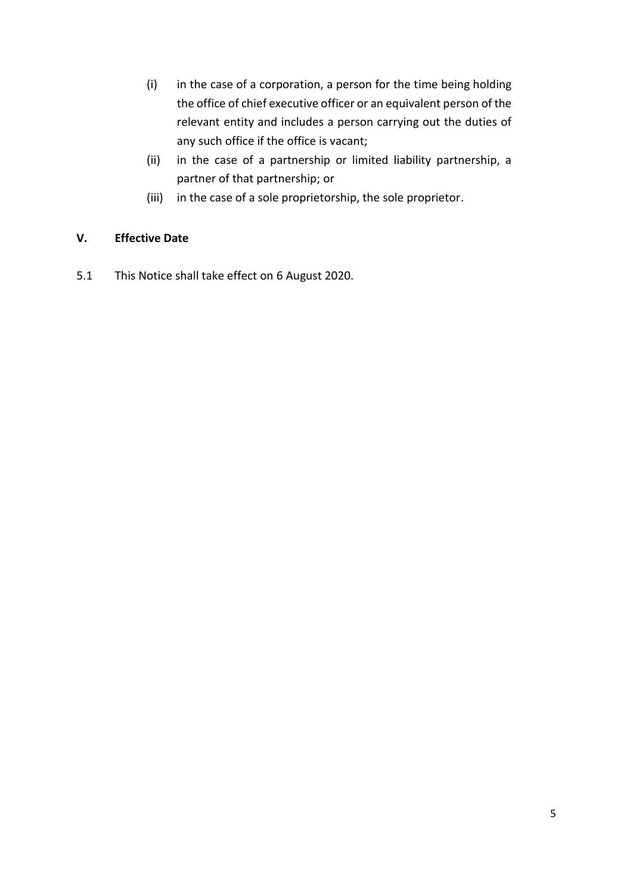(i) in the case of a corporation, a person for the time being holding the office of chief executive officer or an equivalent person of the relevant entity and includes a person carrying out the duties of any such office if the office is vacant;

(ii) in the case of a partnership or limited liability partnership, a partner of that partnership; or

(iii) in the case of a sole proprietorship, the sole proprietor.

## V. Effective Date

5.1 This Notice shall take effect on 6 August 2020.